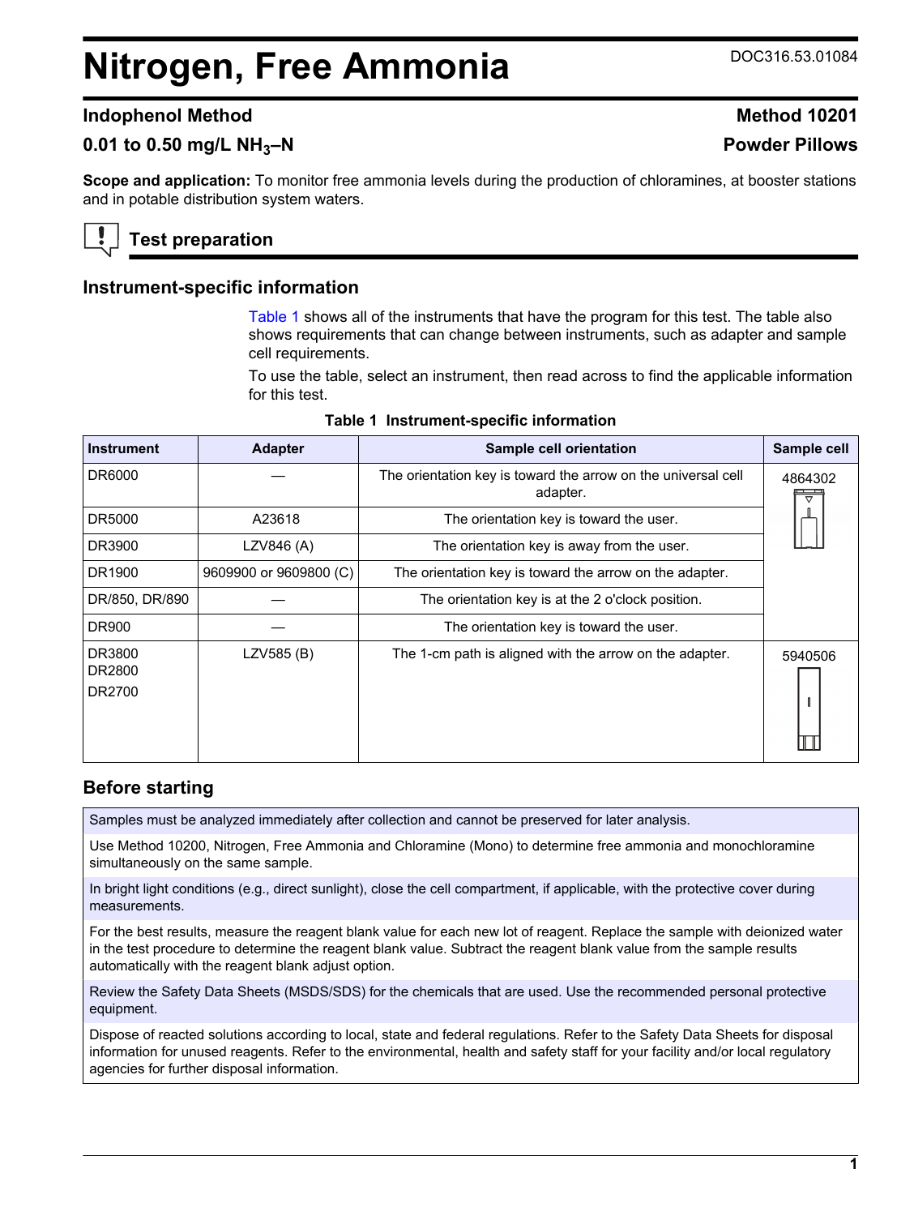# Nitrogen, Free Ammonia

DOC316.53.01084

## Indophenol Method

**Method 10201**

### 0.01 to 0.50 mg/L $NH_3$–N

**Powder Pillows**

**Scope and application:** To monitor free ammonia levels during the production of chloramines, at booster stations and in potable distribution system waters.

## Test preparation

### Instrument-specific information

Table 1 shows all of the instruments that have the program for this test. The table also shows requirements that can change between instruments, such as adapter and sample cell requirements.

To use the table, select an instrument, then read across to find the applicable information for this test.

**Table 1 Instrument-specific information**

| Instrument | Adapter | Sample cell orientation | Sample cell |
|---|---|---|---|
| DR6000 | — | The orientation key is toward the arrow on the universal cell adapter. | 4864302 |
| DR5000 | A23618 | The orientation key is toward the user. | |
| DR3900 | LZV846 (A) | The orientation key is away from the user. | |
| DR1900 | 9609900 or 9609800 (C) | The orientation key is toward the arrow on the adapter. | |
| DR/850, DR/890 | — | The orientation key is at the 2 o'clock position. | |
| DR900 | — | The orientation key is toward the user. | |
| DR3800<br>DR2800<br>DR2700 | LZV585 (B) | The 1-cm path is aligned with the arrow on the adapter. | 5940506 |

### Before starting

Samples must be analyzed immediately after collection and cannot be preserved for later analysis.

Use Method 10200, Nitrogen, Free Ammonia and Chloramine (Mono) to determine free ammonia and monochloramine simultaneously on the same sample.

In bright light conditions (e.g., direct sunlight), close the cell compartment, if applicable, with the protective cover during measurements.

For the best results, measure the reagent blank value for each new lot of reagent. Replace the sample with deionized water in the test procedure to determine the reagent blank value. Subtract the reagent blank value from the sample results automatically with the reagent blank adjust option.

Review the Safety Data Sheets (MSDS/SDS) for the chemicals that are used. Use the recommended personal protective equipment.

Dispose of reacted solutions according to local, state and federal regulations. Refer to the Safety Data Sheets for disposal information for unused reagents. Refer to the environmental, health and safety staff for your facility and/or local regulatory agencies for further disposal information.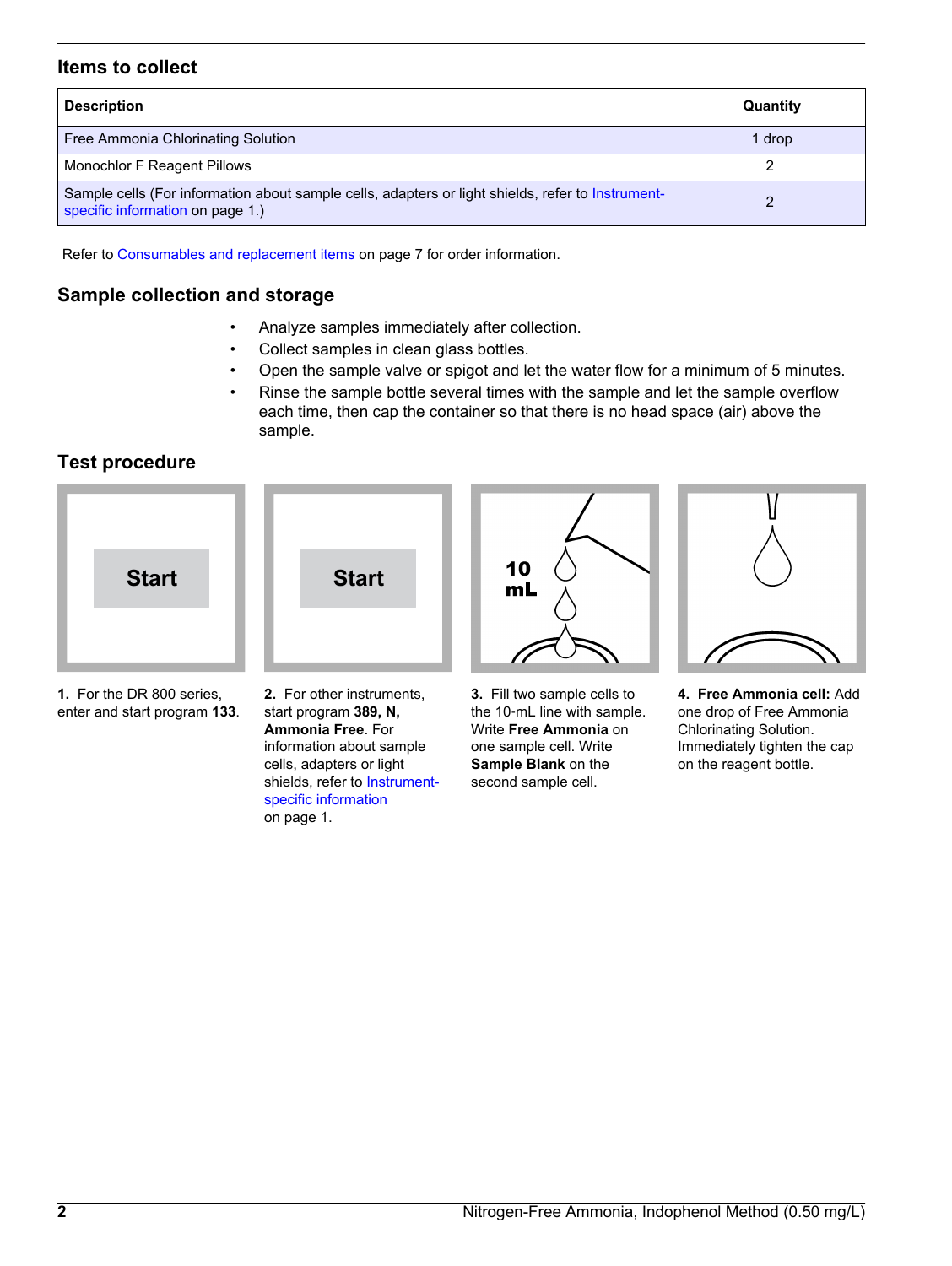## Items to collect

| Description | Quantity |
|---|---|
| Free Ammonia Chlorinating Solution | 1 drop |
| Monochlor F Reagent Pillows | 2 |
| Sample cells (For information about sample cells, adapters or light shields, refer to Instrument-specific information on page 1.) | 2 |

Refer to Consumables and replacement items on page 7 for order information.

## Sample collection and storage

- Analyze samples immediately after collection.
- Collect samples in clean glass bottles.
- Open the sample valve or spigot and let the water flow for a minimum of 5 minutes.
- Rinse the sample bottle several times with the sample and let the sample overflow each time, then cap the container so that there is no head space (air) above the sample.

## Test procedure

**1.** For the DR 800 series, enter and start program **133**.

**2.** For other instruments, start program **389, N, Ammonia Free**. For information about sample cells, adapters or light shields, refer to Instrument-specific information on page 1.

**3.** Fill two sample cells to the 10-mL line with sample. Write **Free Ammonia** on one sample cell. Write **Sample Blank** on the second sample cell.

**4. Free Ammonia cell:** Add one drop of Free Ammonia Chlorinating Solution. Immediately tighten the cap on the reagent bottle.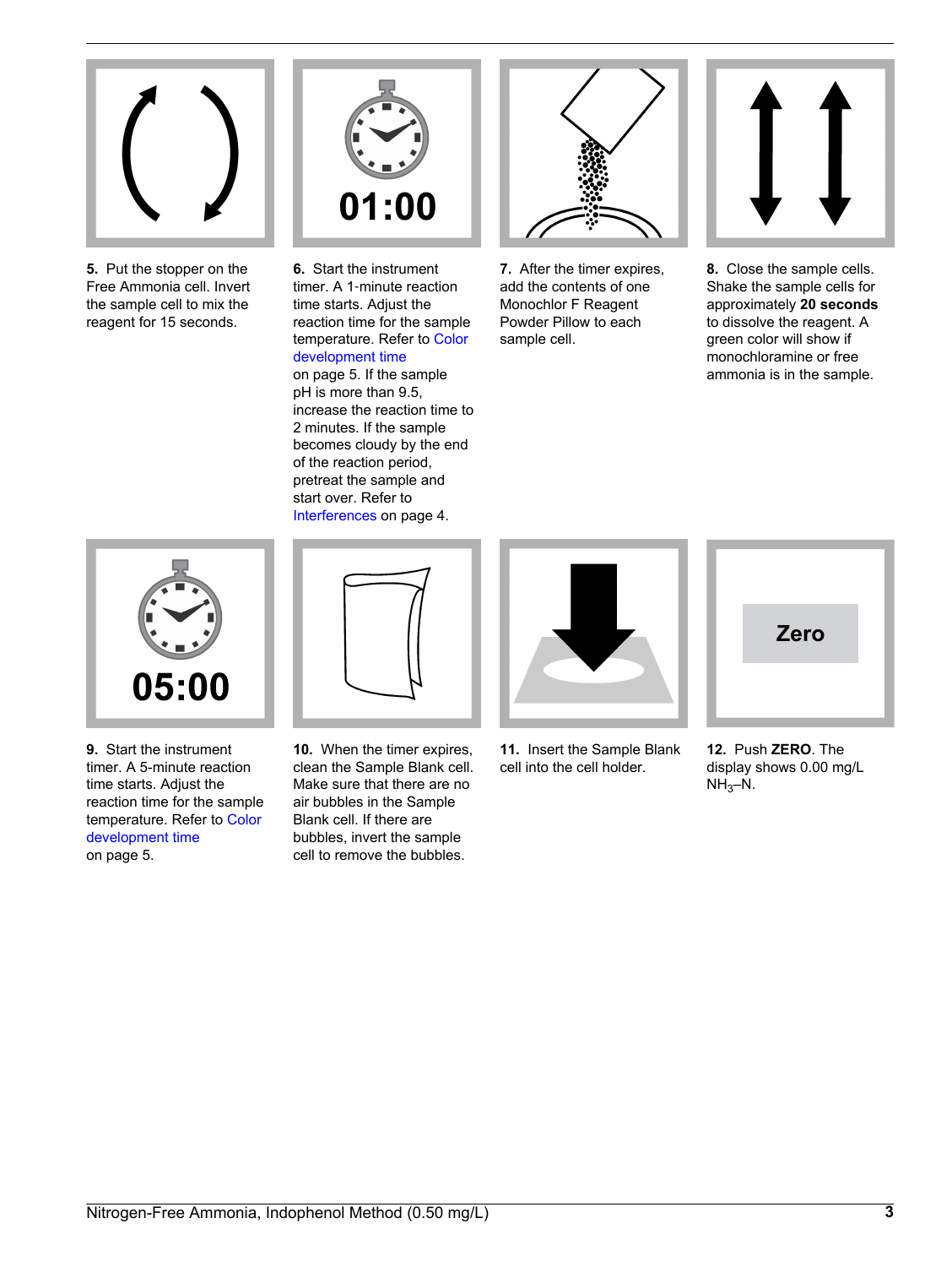5. Put the stopper on the Free Ammonia cell. Invert the sample cell to mix the reagent for 15 seconds.

6. Start the instrument timer. A 1-minute reaction time starts. Adjust the reaction time for the sample temperature. Refer to Color development time on page 5. If the sample pH is more than 9.5, increase the reaction time to 2 minutes. If the sample becomes cloudy by the end of the reaction period, pretreat the sample and start over. Refer to Interferences on page 4.

7. After the timer expires, add the contents of one Monochlor F Reagent Powder Pillow to each sample cell.

8. Close the sample cells. Shake the sample cells for approximately **20 seconds** to dissolve the reagent. A green color will show if monochloramine or free ammonia is in the sample.

9. Start the instrument timer. A 5-minute reaction time starts. Adjust the reaction time for the sample temperature. Refer to Color development time on page 5.

10. When the timer expires, clean the Sample Blank cell. Make sure that there are no air bubbles in the Sample Blank cell. If there are bubbles, invert the sample cell to remove the bubbles.

11. Insert the Sample Blank cell into the cell holder.

12. Push **ZERO**. The display shows 0.00 mg/L $NH_3$–N.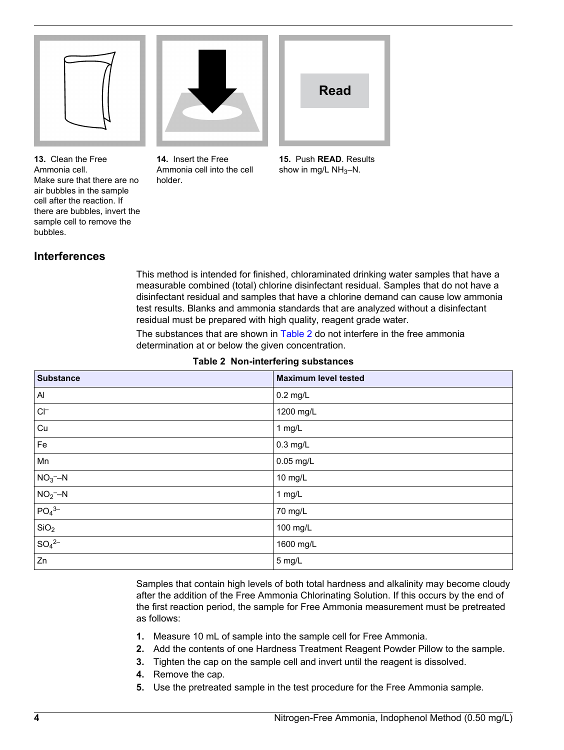**13.** Clean the Free Ammonia cell.
Make sure that there are no air bubbles in the sample cell after the reaction. If there are bubbles, invert the sample cell to remove the bubbles.

**14.** Insert the Free Ammonia cell into the cell holder.

**15.** Push **READ**. Results show in mg/L $NH_3$–N.

## Interferences

This method is intended for finished, chloraminated drinking water samples that have a measurable combined (total) chlorine disinfectant residual. Samples that do not have a disinfectant residual and samples that have a chlorine demand can cause low ammonia test results. Blanks and ammonia standards that are analyzed without a disinfectant residual must be prepared with high quality, reagent grade water.

The substances that are shown in Table 2 do not interfere in the free ammonia determination at or below the given concentration.

**Table 2 Non-interfering substances**

| Substance | Maximum level tested |
|---|---|
| Al | 0.2 mg/L |
| $Cl^–$ | 1200 mg/L |
| Cu | 1 mg/L |
| Fe | 0.3 mg/L |
| Mn | 0.05 mg/L |
| $NO_3^–$–N | 10 mg/L |
| $NO_2^–$–N | 1 mg/L |
| $PO_4^{3–}$ | 70 mg/L |
| $SiO_2$ | 100 mg/L |
| $SO_4^{2–}$ | 1600 mg/L |
| Zn | 5 mg/L |

Samples that contain high levels of both total hardness and alkalinity may become cloudy after the addition of the Free Ammonia Chlorinating Solution. If this occurs by the end of the first reaction period, the sample for Free Ammonia measurement must be pretreated as follows:

1. Measure 10 mL of sample into the sample cell for Free Ammonia.
2. Add the contents of one Hardness Treatment Reagent Powder Pillow to the sample.
3. Tighten the cap on the sample cell and invert until the reagent is dissolved.
4. Remove the cap.
5. Use the pretreated sample in the test procedure for the Free Ammonia sample.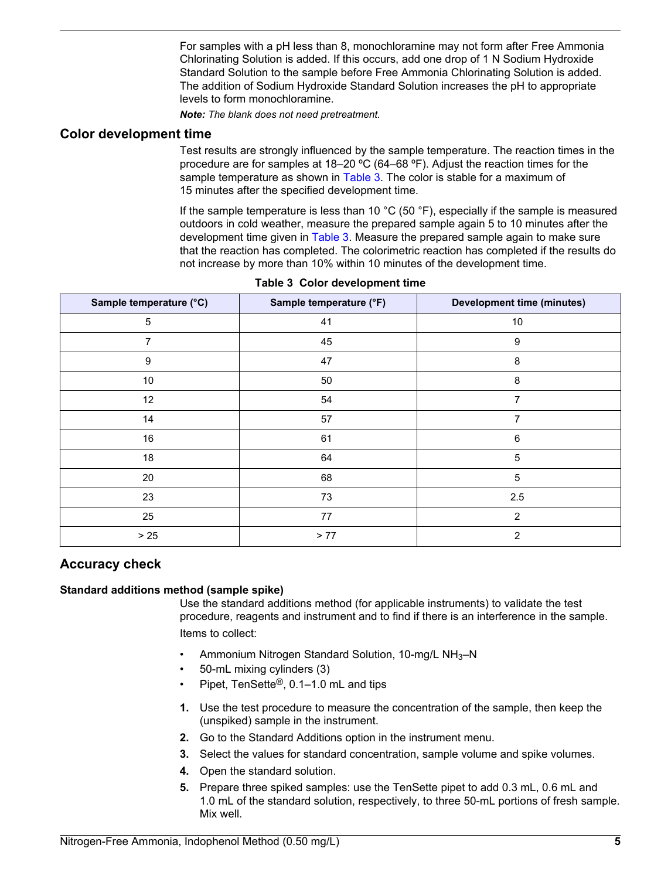For samples with a pH less than 8, monochloramine may not form after Free Ammonia Chlorinating Solution is added. If this occurs, add one drop of 1 N Sodium Hydroxide Standard Solution to the sample before Free Ammonia Chlorinating Solution is added. The addition of Sodium Hydroxide Standard Solution increases the pH to appropriate levels to form monochloramine.

***Note:*** *The blank does not need pretreatment.*

## Color development time

Test results are strongly influenced by the sample temperature. The reaction times in the procedure are for samples at 18–20 ºC (64–68 ºF). Adjust the reaction times for the sample temperature as shown in Table 3. The color is stable for a maximum of 15 minutes after the specified development time.

If the sample temperature is less than 10 °C (50 °F), especially if the sample is measured outdoors in cold weather, measure the prepared sample again 5 to 10 minutes after the development time given in Table 3. Measure the prepared sample again to make sure that the reaction has completed. The colorimetric reaction has completed if the results do not increase by more than 10% within 10 minutes of the development time.

**Table 3 Color development time**

| Sample temperature (°C) | Sample temperature (°F) | Development time (minutes) |
|---|---|---|
| 5 | 41 | 10 |
| 7 | 45 | 9 |
| 9 | 47 | 8 |
| 10 | 50 | 8 |
| 12 | 54 | 7 |
| 14 | 57 | 7 |
| 16 | 61 | 6 |
| 18 | 64 | 5 |
| 20 | 68 | 5 |
| 23 | 73 | 2.5 |
| 25 | 77 | 2 |
| > 25 | > 77 | 2 |

## Accuracy check

### Standard additions method (sample spike)

Use the standard additions method (for applicable instruments) to validate the test procedure, reagents and instrument and to find if there is an interference in the sample.

Items to collect:

- Ammonium Nitrogen Standard Solution, 10-mg/L $NH_3$–N
- 50-mL mixing cylinders (3)
- Pipet, TenSette®, 0.1–1.0 mL and tips

1. Use the test procedure to measure the concentration of the sample, then keep the (unspiked) sample in the instrument.
2. Go to the Standard Additions option in the instrument menu.
3. Select the values for standard concentration, sample volume and spike volumes.
4. Open the standard solution.
5. Prepare three spiked samples: use the TenSette pipet to add 0.3 mL, 0.6 mL and 1.0 mL of the standard solution, respectively, to three 50-mL portions of fresh sample. Mix well.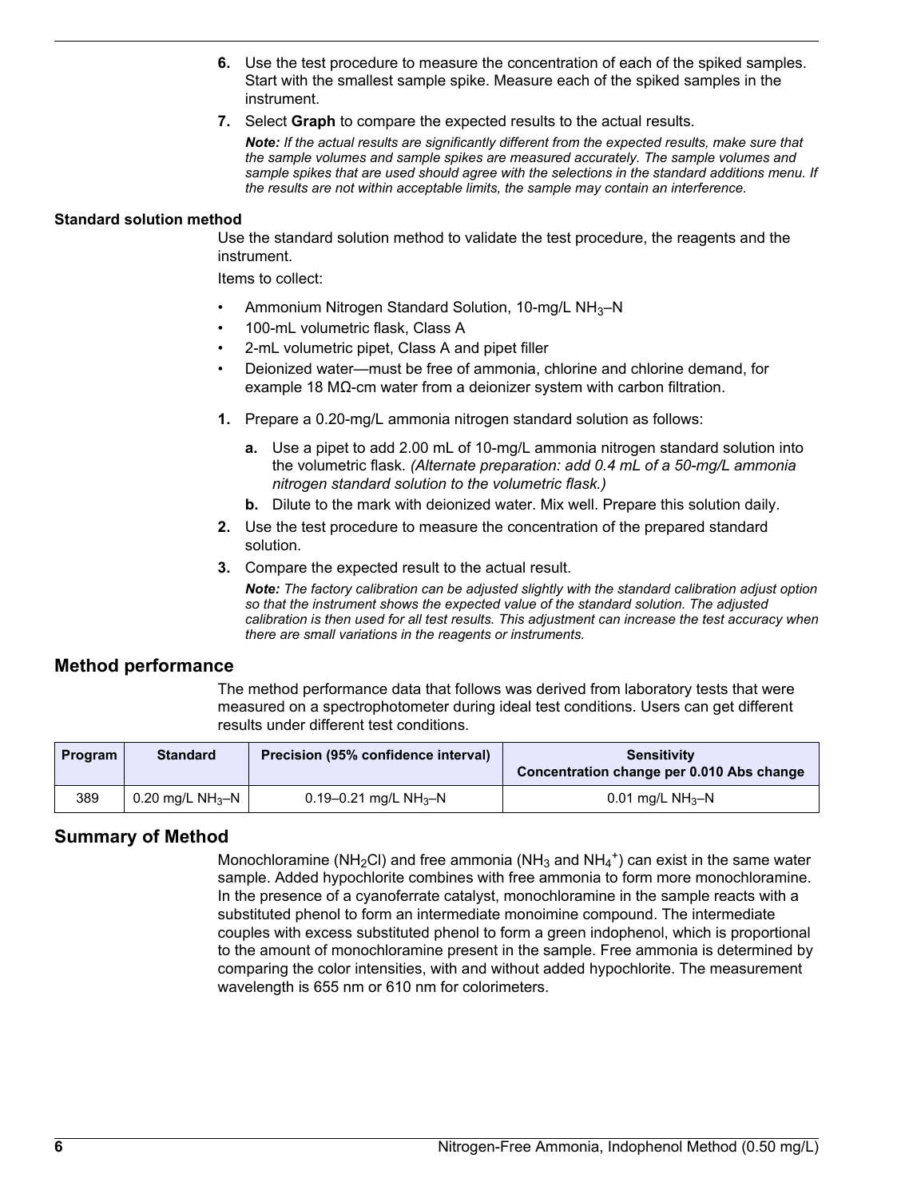6. Use the test procedure to measure the concentration of each of the spiked samples. Start with the smallest sample spike. Measure each of the spiked samples in the instrument.
7. Select **Graph** to compare the expected results to the actual results.

   ***Note:*** *If the actual results are significantly different from the expected results, make sure that the sample volumes and sample spikes are measured accurately. The sample volumes and sample spikes that are used should agree with the selections in the standard additions menu. If the results are not within acceptable limits, the sample may contain an interference.*

#### Standard solution method

Use the standard solution method to validate the test procedure, the reagents and the instrument.

Items to collect:

- Ammonium Nitrogen Standard Solution, 10-mg/L $NH_3$–N
- 100-mL volumetric flask, Class A
- 2-mL volumetric pipet, Class A and pipet filler
- Deionized water—must be free of ammonia, chlorine and chlorine demand, for example 18 MΩ-cm water from a deionizer system with carbon filtration.

1. Prepare a 0.20-mg/L ammonia nitrogen standard solution as follows:
   a. Use a pipet to add 2.00 mL of 10-mg/L ammonia nitrogen standard solution into the volumetric flask. *(Alternate preparation: add 0.4 mL of a 50-mg/L ammonia nitrogen standard solution to the volumetric flask.)*
   b. Dilute to the mark with deionized water. Mix well. Prepare this solution daily.
2. Use the test procedure to measure the concentration of the prepared standard solution.
3. Compare the expected result to the actual result.

   ***Note:*** *The factory calibration can be adjusted slightly with the standard calibration adjust option so that the instrument shows the expected value of the standard solution. The adjusted calibration is then used for all test results. This adjustment can increase the test accuracy when there are small variations in the reagents or instruments.*

## Method performance

The method performance data that follows was derived from laboratory tests that were measured on a spectrophotometer during ideal test conditions. Users can get different results under different test conditions.

| Program | Standard | Precision (95% confidence interval) | Sensitivity Concentration change per 0.010 Abs change |
|---|---|---|---|
| 389 | 0.20 mg/L $NH_3$–N | 0.19–0.21 mg/L $NH_3$–N | 0.01 mg/L $NH_3$–N |

## Summary of Method

Monochloramine ($NH_2Cl$) and free ammonia ($NH_3$ and $NH_4^+$) can exist in the same water sample. Added hypochlorite combines with free ammonia to form more monochloramine. In the presence of a cyanoferrate catalyst, monochloramine in the sample reacts with a substituted phenol to form an intermediate monoimine compound. The intermediate couples with excess substituted phenol to form a green indophenol, which is proportional to the amount of monochloramine present in the sample. Free ammonia is determined by comparing the color intensities, with and without added hypochlorite. The measurement wavelength is 655 nm or 610 nm for colorimeters.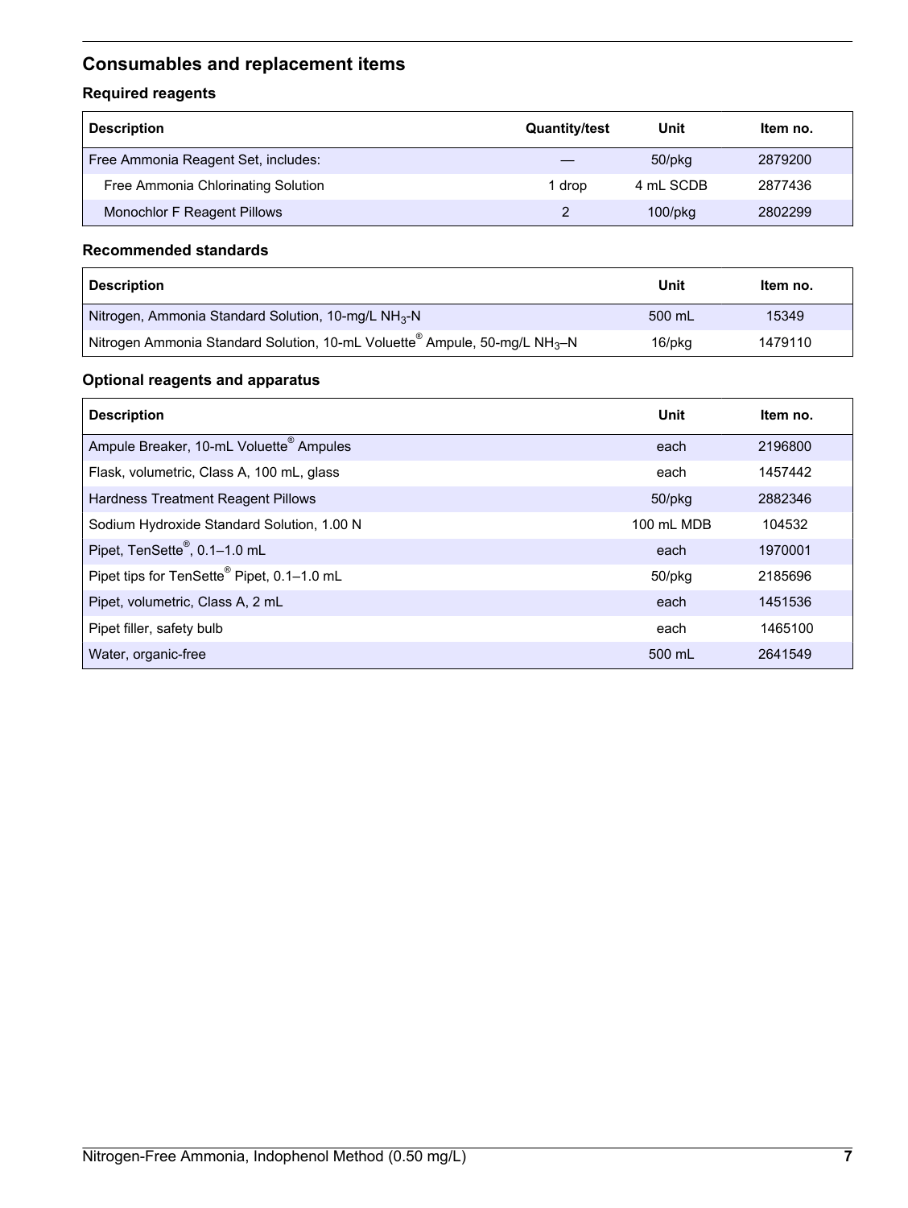## Consumables and replacement items

### Required reagents

| Description | Quantity/test | Unit | Item no. |
|---|---|---|---|
| Free Ammonia Reagent Set, includes: | — | 50/pkg | 2879200 |
| Free Ammonia Chlorinating Solution | 1 drop | 4 mL SCDB | 2877436 |
| Monochlor F Reagent Pillows | 2 | 100/pkg | 2802299 |

### Recommended standards

| Description | Unit | Item no. |
|---|---|---|
| Nitrogen, Ammonia Standard Solution, 10-mg/L $NH_3$-N | 500 mL | 15349 |
| Nitrogen Ammonia Standard Solution, 10-mL Voluette® Ampule, 50-mg/L $NH_3$–N | 16/pkg | 1479110 |

### Optional reagents and apparatus

| Description | Unit | Item no. |
|---|---|---|
| Ampule Breaker, 10-mL Voluette® Ampules | each | 2196800 |
| Flask, volumetric, Class A, 100 mL, glass | each | 1457442 |
| Hardness Treatment Reagent Pillows | 50/pkg | 2882346 |
| Sodium Hydroxide Standard Solution, 1.00 N | 100 mL MDB | 104532 |
| Pipet, TenSette®, 0.1–1.0 mL | each | 1970001 |
| Pipet tips for TenSette® Pipet, 0.1–1.0 mL | 50/pkg | 2185696 |
| Pipet, volumetric, Class A, 2 mL | each | 1451536 |
| Pipet filler, safety bulb | each | 1465100 |
| Water, organic-free | 500 mL | 2641549 |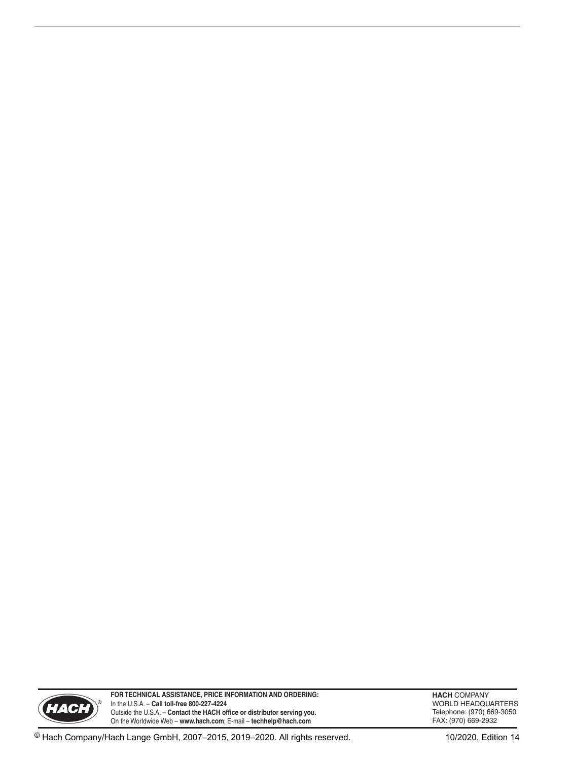**FOR TECHNICAL ASSISTANCE, PRICE INFORMATION AND ORDERING:**
In the U.S.A. – **Call toll-free 800-227-4224**
Outside the U.S.A. – **Contact the HACH office or distributor serving you.**
On the Worldwide Web – **www.hach.com**; E-mail – **techhelp@hach.com**

**HACH** COMPANY
WORLD HEADQUARTERS
Telephone: (970) 669-3050
FAX: (970) 669-2932

© Hach Company/Hach Lange GmbH, 2007–2015, 2019–2020. All rights reserved.

10/2020, Edition 14